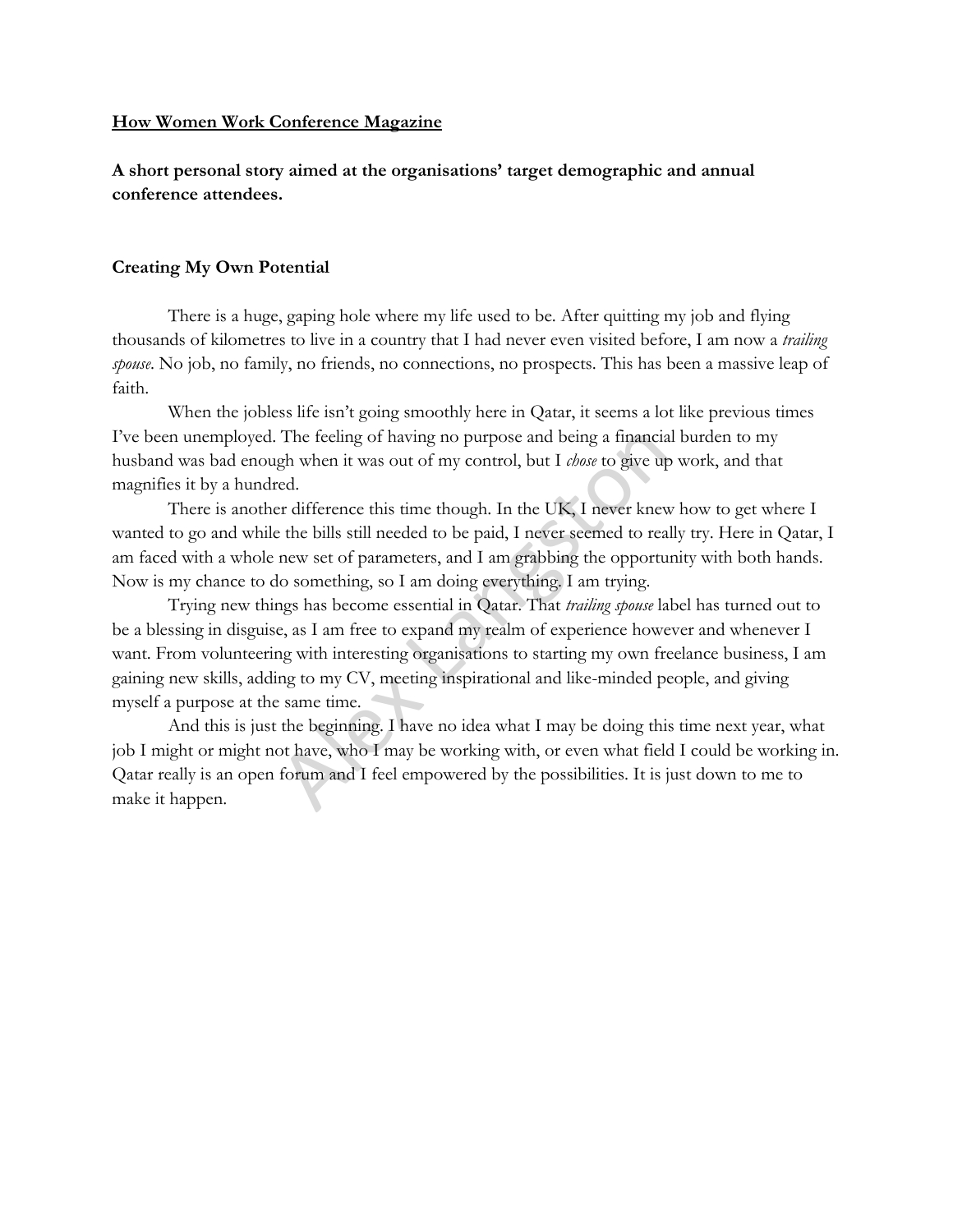**How Women Work Conference Magazine**

**A short personal story aimed at the organisations' target demographic and annual conference attendees.**

### Creating My Own Potential

There is a huge, gaping hole where my life used to be. After quitting my job and flying thousands of kilometres to live in a country that I had never even visited before, I am now a *trailing spouse*. No job, no family, no friends, no connections, no prospects. This has been a massive leap of faith.

When the jobless life isn't going smoothly here in Qatar, it seems a lot like previous times I've been unemployed. The feeling of having no purpose and being a financial burden to my husband was bad enough when it was out of my control, but I *chose* to give up work, and that magnifies it by a hundred.

There is another difference this time though. In the UK, I never knew how to get where I wanted to go and while the bills still needed to be paid, I never seemed to really try. Here in Qatar, I am faced with a whole new set of parameters, and I am grabbing the opportunity with both hands. Now is my chance to do something, so I am doing everything. I am trying.

Trying new things has become essential in Qatar. That *trailing spouse* label has turned out to be a blessing in disguise, as I am free to expand my realm of experience however and whenever I want. From volunteering with interesting organisations to starting my own freelance business, I am gaining new skills, adding to my CV, meeting inspirational and like-minded people, and giving myself a purpose at the same time.

And this is just the beginning. I have no idea what I may be doing this time next year, what job I might or might not have, who I may be working with, or even what field I could be working in. Qatar really is an open forum and I feel empowered by the possibilities. It is just down to me to make it happen.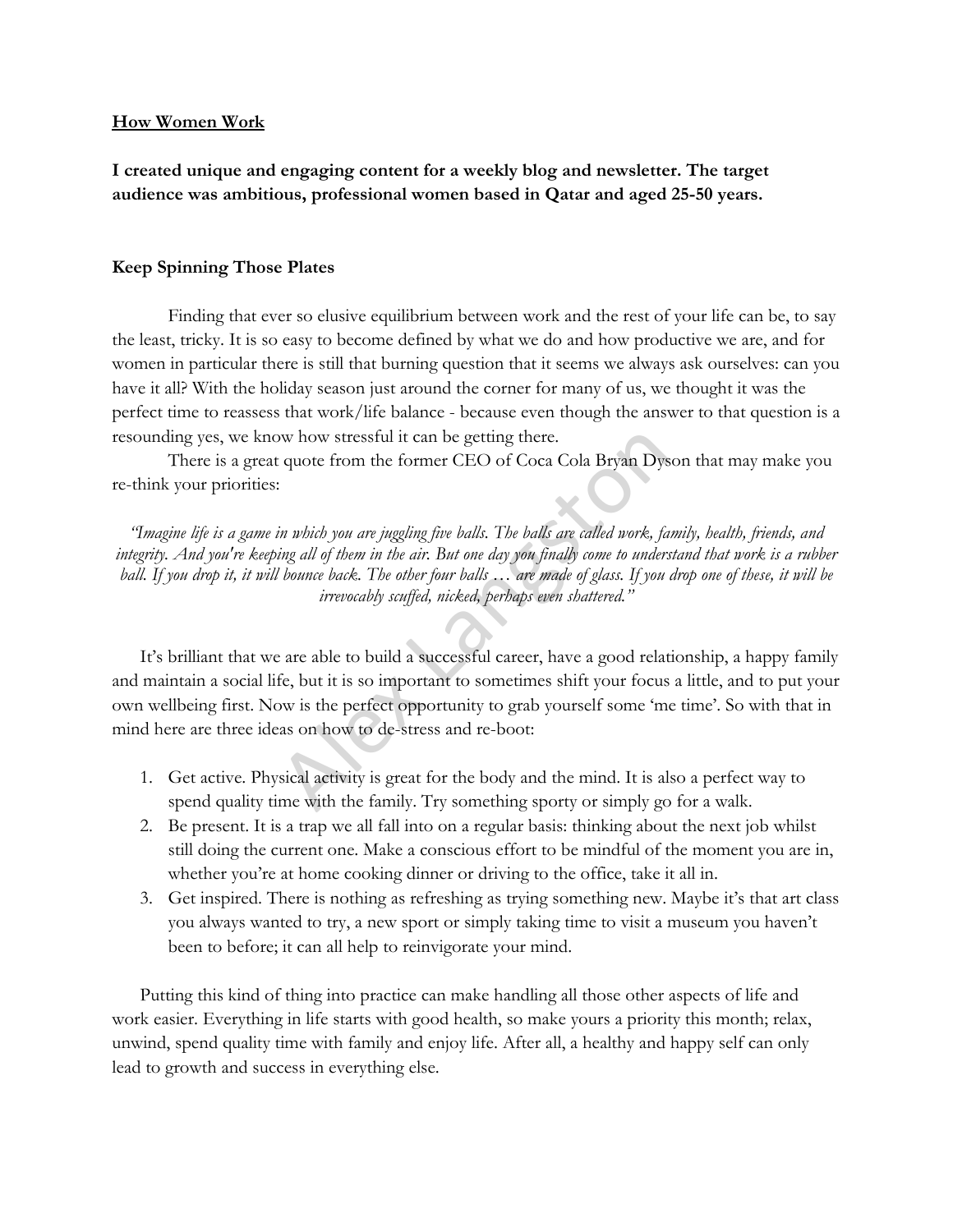**How Women Work**

**I created unique and engaging content for a weekly blog and newsletter. The target audience was ambitious, professional women based in Qatar and aged 25-50 years.**

**Keep Spinning Those Plates**

Finding that ever so elusive equilibrium between work and the rest of your life can be, to say the least, tricky. It is so easy to become defined by what we do and how productive we are, and for women in particular there is still that burning question that it seems we always ask ourselves: can you have it all? With the holiday season just around the corner for many of us, we thought it was the perfect time to reassess that work/life balance - because even though the answer to that question is a resounding yes, we know how stressful it can be getting there.

There is a great quote from the former CEO of Coca Cola Bryan Dyson that may make you re-think your priorities:

*"Imagine life is a game in which you are juggling five balls. The balls are called work, family, health, friends, and integrity. And you're keeping all of them in the air. But one day you finally come to understand that work is a rubber ball. If you drop it, it will bounce back. The other four balls … are made of glass. If you drop one of these, it will be irrevocably scuffed, nicked, perhaps even shattered."*

It's brilliant that we are able to build a successful career, have a good relationship, a happy family and maintain a social life, but it is so important to sometimes shift your focus a little, and to put your own wellbeing first. Now is the perfect opportunity to grab yourself some 'me time'. So with that in mind here are three ideas on how to de-stress and re-boot:

1. Get active. Physical activity is great for the body and the mind. It is also a perfect way to spend quality time with the family. Try something sporty or simply go for a walk.
2. Be present. It is a trap we all fall into on a regular basis: thinking about the next job whilst still doing the current one. Make a conscious effort to be mindful of the moment you are in, whether you're at home cooking dinner or driving to the office, take it all in.
3. Get inspired. There is nothing as refreshing as trying something new. Maybe it's that art class you always wanted to try, a new sport or simply taking time to visit a museum you haven't been to before; it can all help to reinvigorate your mind.

Putting this kind of thing into practice can make handling all those other aspects of life and work easier. Everything in life starts with good health, so make yours a priority this month; relax, unwind, spend quality time with family and enjoy life. After all, a healthy and happy self can only lead to growth and success in everything else.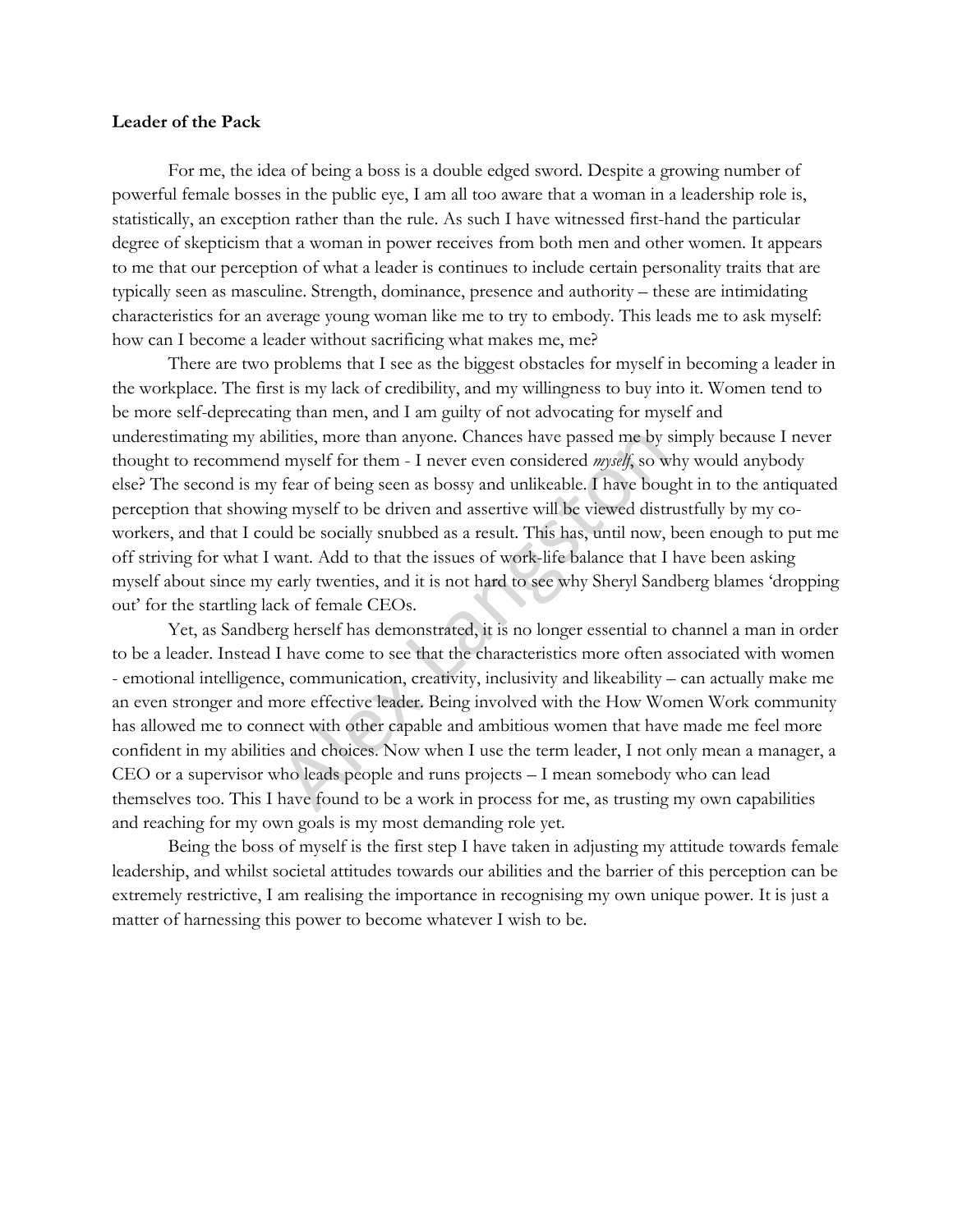**Leader of the Pack**

For me, the idea of being a boss is a double edged sword. Despite a growing number of powerful female bosses in the public eye, I am all too aware that a woman in a leadership role is, statistically, an exception rather than the rule. As such I have witnessed first-hand the particular degree of skepticism that a woman in power receives from both men and other women. It appears to me that our perception of what a leader is continues to include certain personality traits that are typically seen as masculine. Strength, dominance, presence and authority – these are intimidating characteristics for an average young woman like me to try to embody. This leads me to ask myself: how can I become a leader without sacrificing what makes me, me?

There are two problems that I see as the biggest obstacles for myself in becoming a leader in the workplace. The first is my lack of credibility, and my willingness to buy into it. Women tend to be more self-deprecating than men, and I am guilty of not advocating for myself and underestimating my abilities, more than anyone. Chances have passed me by simply because I never thought to recommend myself for them - I never even considered *myself*, so why would anybody else? The second is my fear of being seen as bossy and unlikeable. I have bought in to the antiquated perception that showing myself to be driven and assertive will be viewed distrustfully by my co-workers, and that I could be socially snubbed as a result. This has, until now, been enough to put me off striving for what I want. Add to that the issues of work-life balance that I have been asking myself about since my early twenties, and it is not hard to see why Sheryl Sandberg blames 'dropping out' for the startling lack of female CEOs.

Yet, as Sandberg herself has demonstrated, it is no longer essential to channel a man in order to be a leader. Instead I have come to see that the characteristics more often associated with women - emotional intelligence, communication, creativity, inclusivity and likeability – can actually make me an even stronger and more effective leader. Being involved with the How Women Work community has allowed me to connect with other capable and ambitious women that have made me feel more confident in my abilities and choices. Now when I use the term leader, I not only mean a manager, a CEO or a supervisor who leads people and runs projects – I mean somebody who can lead themselves too. This I have found to be a work in process for me, as trusting my own capabilities and reaching for my own goals is my most demanding role yet.

Being the boss of myself is the first step I have taken in adjusting my attitude towards female leadership, and whilst societal attitudes towards our abilities and the barrier of this perception can be extremely restrictive, I am realising the importance in recognising my own unique power. It is just a matter of harnessing this power to become whatever I wish to be.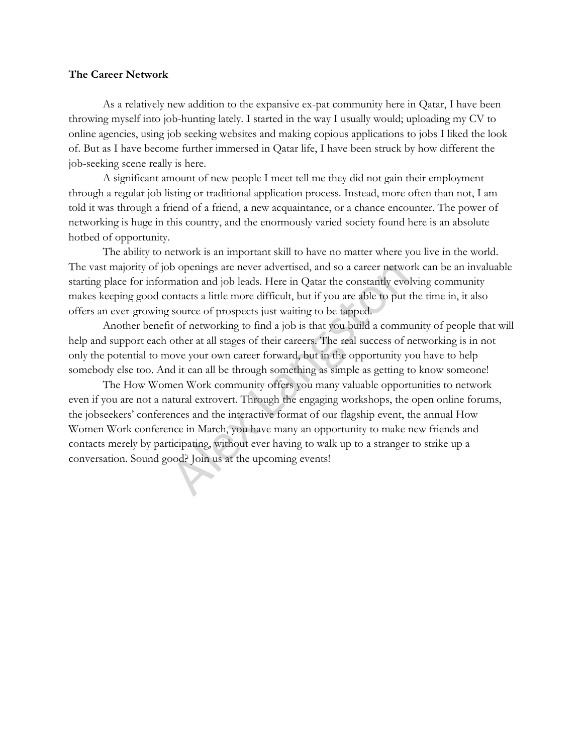**The Career Network**

As a relatively new addition to the expansive ex-pat community here in Qatar, I have been throwing myself into job-hunting lately. I started in the way I usually would; uploading my CV to online agencies, using job seeking websites and making copious applications to jobs I liked the look of. But as I have become further immersed in Qatar life, I have been struck by how different the job-seeking scene really is here.

A significant amount of new people I meet tell me they did not gain their employment through a regular job listing or traditional application process. Instead, more often than not, I am told it was through a friend of a friend, a new acquaintance, or a chance encounter. The power of networking is huge in this country, and the enormously varied society found here is an absolute hotbed of opportunity.

The ability to network is an important skill to have no matter where you live in the world. The vast majority of job openings are never advertised, and so a career network can be an invaluable starting place for information and job leads. Here in Qatar the constantly evolving community makes keeping good contacts a little more difficult, but if you are able to put the time in, it also offers an ever-growing source of prospects just waiting to be tapped.

Another benefit of networking to find a job is that you build a community of people that will help and support each other at all stages of their careers. The real success of networking is in not only the potential to move your own career forward, but in the opportunity you have to help somebody else too. And it can all be through something as simple as getting to know someone!

The How Women Work community offers you many valuable opportunities to network even if you are not a natural extrovert. Through the engaging workshops, the open online forums, the jobseekers' conferences and the interactive format of our flagship event, the annual How Women Work conference in March, you have many an opportunity to make new friends and contacts merely by participating, without ever having to walk up to a stranger to strike up a conversation. Sound good? Join us at the upcoming events!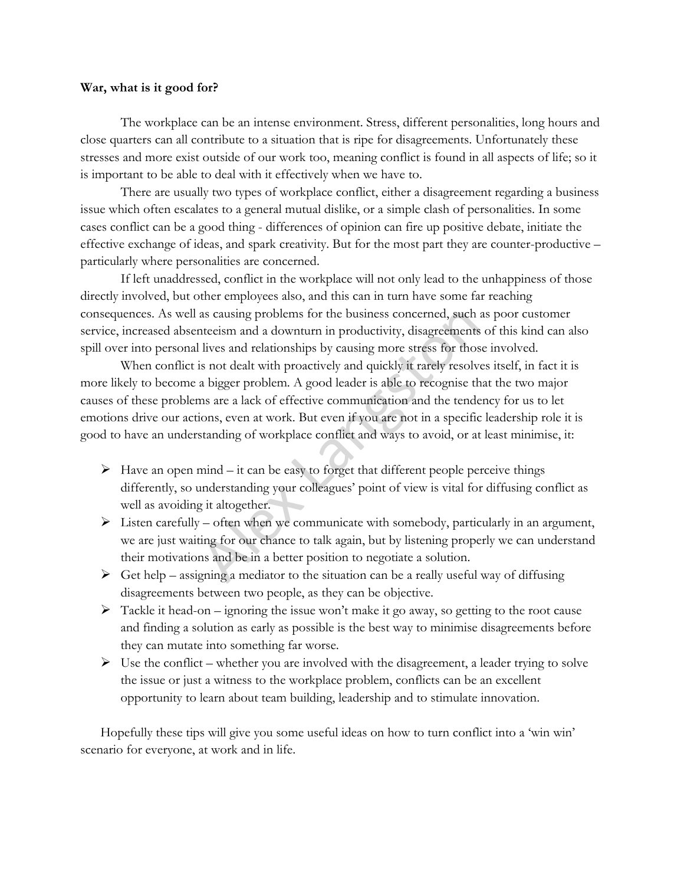**War, what is it good for?**

The workplace can be an intense environment. Stress, different personalities, long hours and close quarters can all contribute to a situation that is ripe for disagreements. Unfortunately these stresses and more exist outside of our work too, meaning conflict is found in all aspects of life; so it is important to be able to deal with it effectively when we have to.

There are usually two types of workplace conflict, either a disagreement regarding a business issue which often escalates to a general mutual dislike, or a simple clash of personalities. In some cases conflict can be a good thing - differences of opinion can fire up positive debate, initiate the effective exchange of ideas, and spark creativity. But for the most part they are counter-productive – particularly where personalities are concerned.

If left unaddressed, conflict in the workplace will not only lead to the unhappiness of those directly involved, but other employees also, and this can in turn have some far reaching consequences. As well as causing problems for the business concerned, such as poor customer service, increased absenteeism and a downturn in productivity, disagreements of this kind can also spill over into personal lives and relationships by causing more stress for those involved.

When conflict is not dealt with proactively and quickly it rarely resolves itself, in fact it is more likely to become a bigger problem. A good leader is able to recognise that the two major causes of these problems are a lack of effective communication and the tendency for us to let emotions drive our actions, even at work. But even if you are not in a specific leadership role it is good to have an understanding of workplace conflict and ways to avoid, or at least minimise, it:

- Have an open mind – it can be easy to forget that different people perceive things differently, so understanding your colleagues' point of view is vital for diffusing conflict as well as avoiding it altogether.
- Listen carefully – often when we communicate with somebody, particularly in an argument, we are just waiting for our chance to talk again, but by listening properly we can understand their motivations and be in a better position to negotiate a solution.
- Get help – assigning a mediator to the situation can be a really useful way of diffusing disagreements between two people, as they can be objective.
- Tackle it head-on – ignoring the issue won't make it go away, so getting to the root cause and finding a solution as early as possible is the best way to minimise disagreements before they can mutate into something far worse.
- Use the conflict – whether you are involved with the disagreement, a leader trying to solve the issue or just a witness to the workplace problem, conflicts can be an excellent opportunity to learn about team building, leadership and to stimulate innovation.

Hopefully these tips will give you some useful ideas on how to turn conflict into a 'win win' scenario for everyone, at work and in life.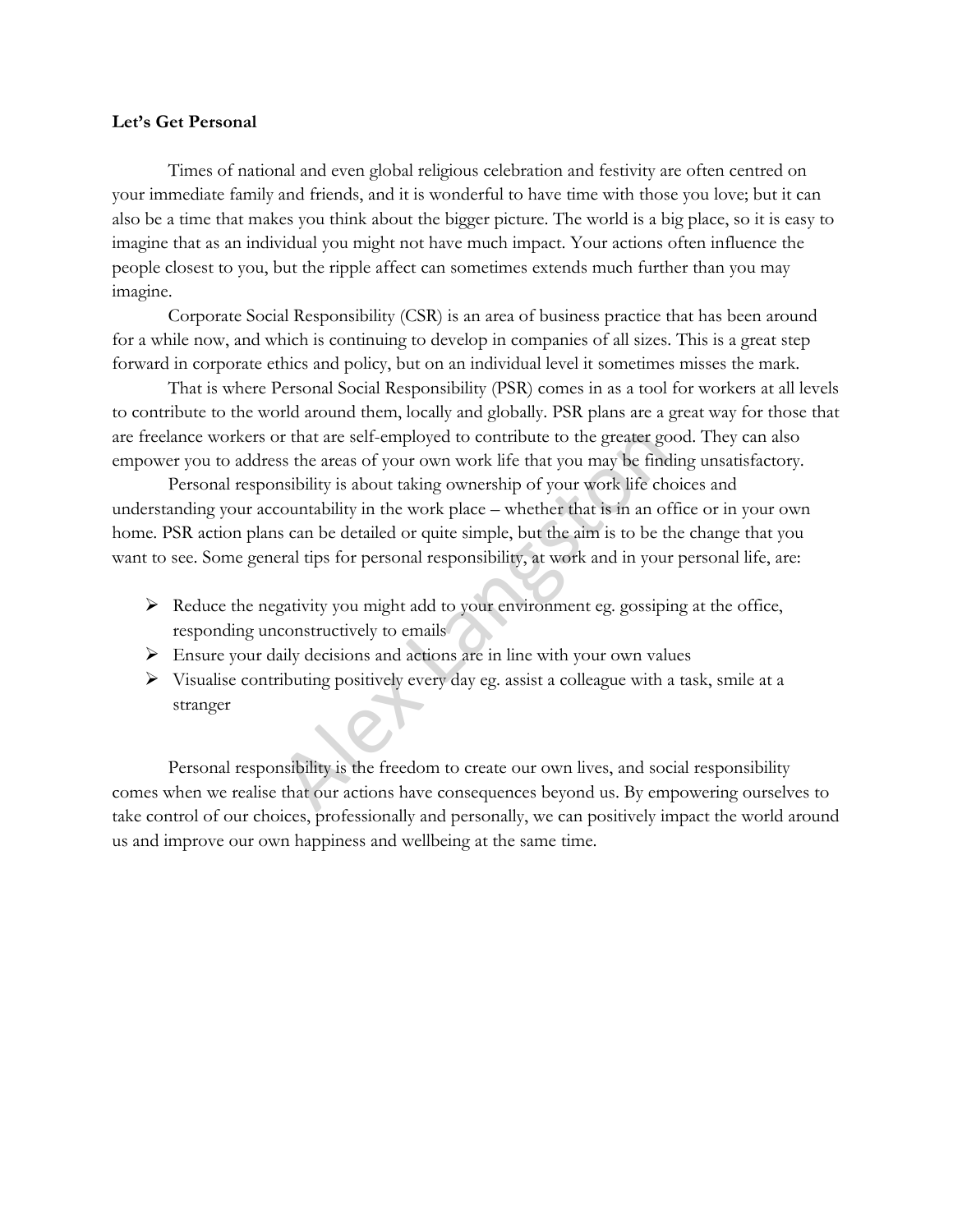**Let's Get Personal**

Times of national and even global religious celebration and festivity are often centred on your immediate family and friends, and it is wonderful to have time with those you love; but it can also be a time that makes you think about the bigger picture. The world is a big place, so it is easy to imagine that as an individual you might not have much impact. Your actions often influence the people closest to you, but the ripple affect can sometimes extends much further than you may imagine.

Corporate Social Responsibility (CSR) is an area of business practice that has been around for a while now, and which is continuing to develop in companies of all sizes. This is a great step forward in corporate ethics and policy, but on an individual level it sometimes misses the mark.

That is where Personal Social Responsibility (PSR) comes in as a tool for workers at all levels to contribute to the world around them, locally and globally. PSR plans are a great way for those that are freelance workers or that are self-employed to contribute to the greater good. They can also empower you to address the areas of your own work life that you may be finding unsatisfactory.

Personal responsibility is about taking ownership of your work life choices and understanding your accountability in the work place – whether that is in an office or in your own home. PSR action plans can be detailed or quite simple, but the aim is to be the change that you want to see. Some general tips for personal responsibility, at work and in your personal life, are:

- Reduce the negativity you might add to your environment eg. gossiping at the office, responding unconstructively to emails
- Ensure your daily decisions and actions are in line with your own values
- Visualise contributing positively every day eg. assist a colleague with a task, smile at a stranger

Personal responsibility is the freedom to create our own lives, and social responsibility comes when we realise that our actions have consequences beyond us. By empowering ourselves to take control of our choices, professionally and personally, we can positively impact the world around us and improve our own happiness and wellbeing at the same time.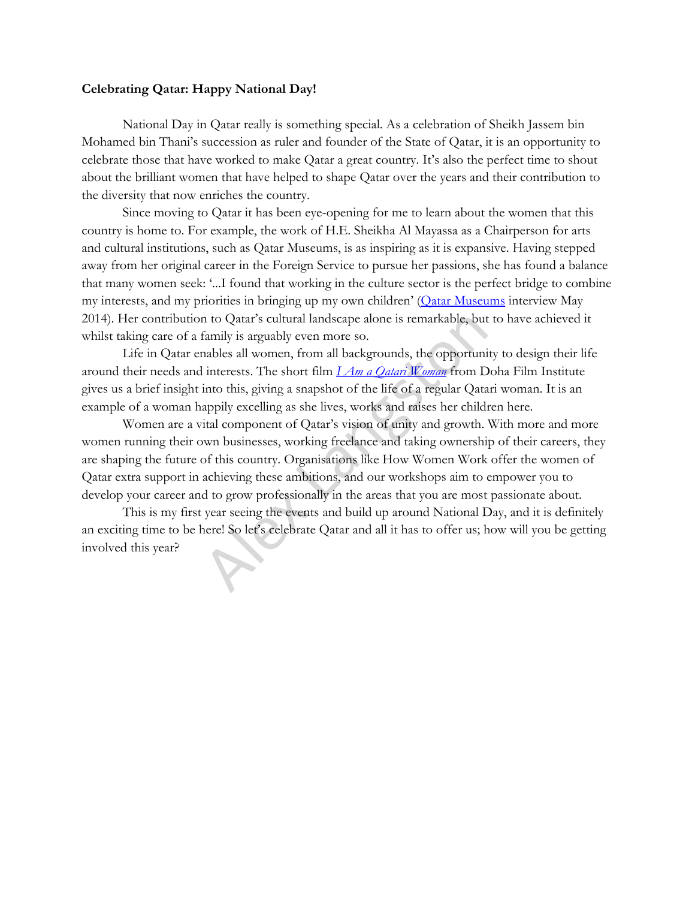**Celebrating Qatar: Happy National Day!**

National Day in Qatar really is something special. As a celebration of Sheikh Jassem bin Mohamed bin Thani's succession as ruler and founder of the State of Qatar, it is an opportunity to celebrate those that have worked to make Qatar a great country. It's also the perfect time to shout about the brilliant women that have helped to shape Qatar over the years and their contribution to the diversity that now enriches the country.

Since moving to Qatar it has been eye-opening for me to learn about the women that this country is home to. For example, the work of H.E. Sheikha Al Mayassa as a Chairperson for arts and cultural institutions, such as Qatar Museums, is as inspiring as it is expansive. Having stepped away from her original career in the Foreign Service to pursue her passions, she has found a balance that many women seek: '...I found that working in the culture sector is the perfect bridge to combine my interests, and my priorities in bringing up my own children' (Qatar Museums interview May 2014). Her contribution to Qatar's cultural landscape alone is remarkable, but to have achieved it whilst taking care of a family is arguably even more so.

Life in Qatar enables all women, from all backgrounds, the opportunity to design their life around their needs and interests. The short film *I Am a Qatari Woman* from Doha Film Institute gives us a brief insight into this, giving a snapshot of the life of a regular Qatari woman. It is an example of a woman happily excelling as she lives, works and raises her children here.

Women are a vital component of Qatar's vision of unity and growth. With more and more women running their own businesses, working freelance and taking ownership of their careers, they are shaping the future of this country. Organisations like How Women Work offer the women of Qatar extra support in achieving these ambitions, and our workshops aim to empower you to develop your career and to grow professionally in the areas that you are most passionate about.

This is my first year seeing the events and build up around National Day, and it is definitely an exciting time to be here! So let's celebrate Qatar and all it has to offer us; how will you be getting involved this year?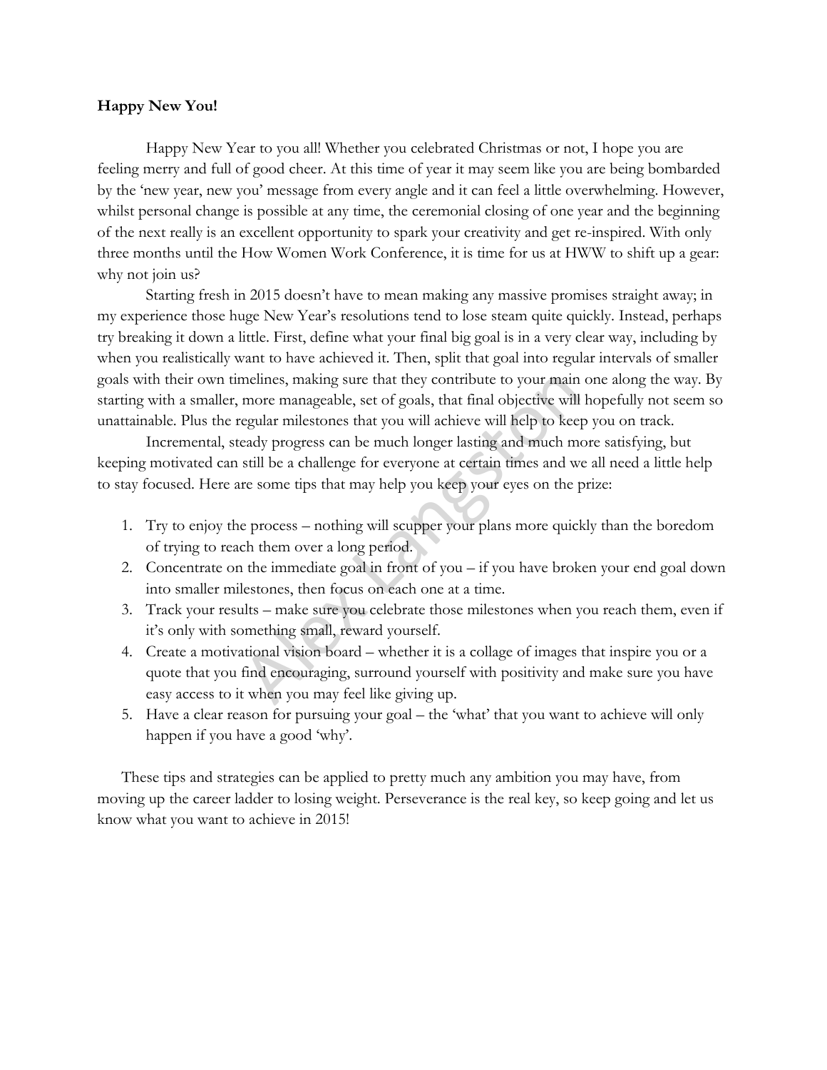**Happy New You!**

Happy New Year to you all! Whether you celebrated Christmas or not, I hope you are feeling merry and full of good cheer. At this time of year it may seem like you are being bombarded by the 'new year, new you' message from every angle and it can feel a little overwhelming. However, whilst personal change is possible at any time, the ceremonial closing of one year and the beginning of the next really is an excellent opportunity to spark your creativity and get re-inspired. With only three months until the How Women Work Conference, it is time for us at HWW to shift up a gear: why not join us?

Starting fresh in 2015 doesn't have to mean making any massive promises straight away; in my experience those huge New Year's resolutions tend to lose steam quite quickly. Instead, perhaps try breaking it down a little. First, define what your final big goal is in a very clear way, including by when you realistically want to have achieved it. Then, split that goal into regular intervals of smaller goals with their own timelines, making sure that they contribute to your main one along the way. By starting with a smaller, more manageable, set of goals, that final objective will hopefully not seem so unattainable. Plus the regular milestones that you will achieve will help to keep you on track.

Incremental, steady progress can be much longer lasting and much more satisfying, but keeping motivated can still be a challenge for everyone at certain times and we all need a little help to stay focused. Here are some tips that may help you keep your eyes on the prize:

1. Try to enjoy the process – nothing will scupper your plans more quickly than the boredom of trying to reach them over a long period.
2. Concentrate on the immediate goal in front of you – if you have broken your end goal down into smaller milestones, then focus on each one at a time.
3. Track your results – make sure you celebrate those milestones when you reach them, even if it's only with something small, reward yourself.
4. Create a motivational vision board – whether it is a collage of images that inspire you or a quote that you find encouraging, surround yourself with positivity and make sure you have easy access to it when you may feel like giving up.
5. Have a clear reason for pursuing your goal – the 'what' that you want to achieve will only happen if you have a good 'why'.

These tips and strategies can be applied to pretty much any ambition you may have, from moving up the career ladder to losing weight. Perseverance is the real key, so keep going and let us know what you want to achieve in 2015!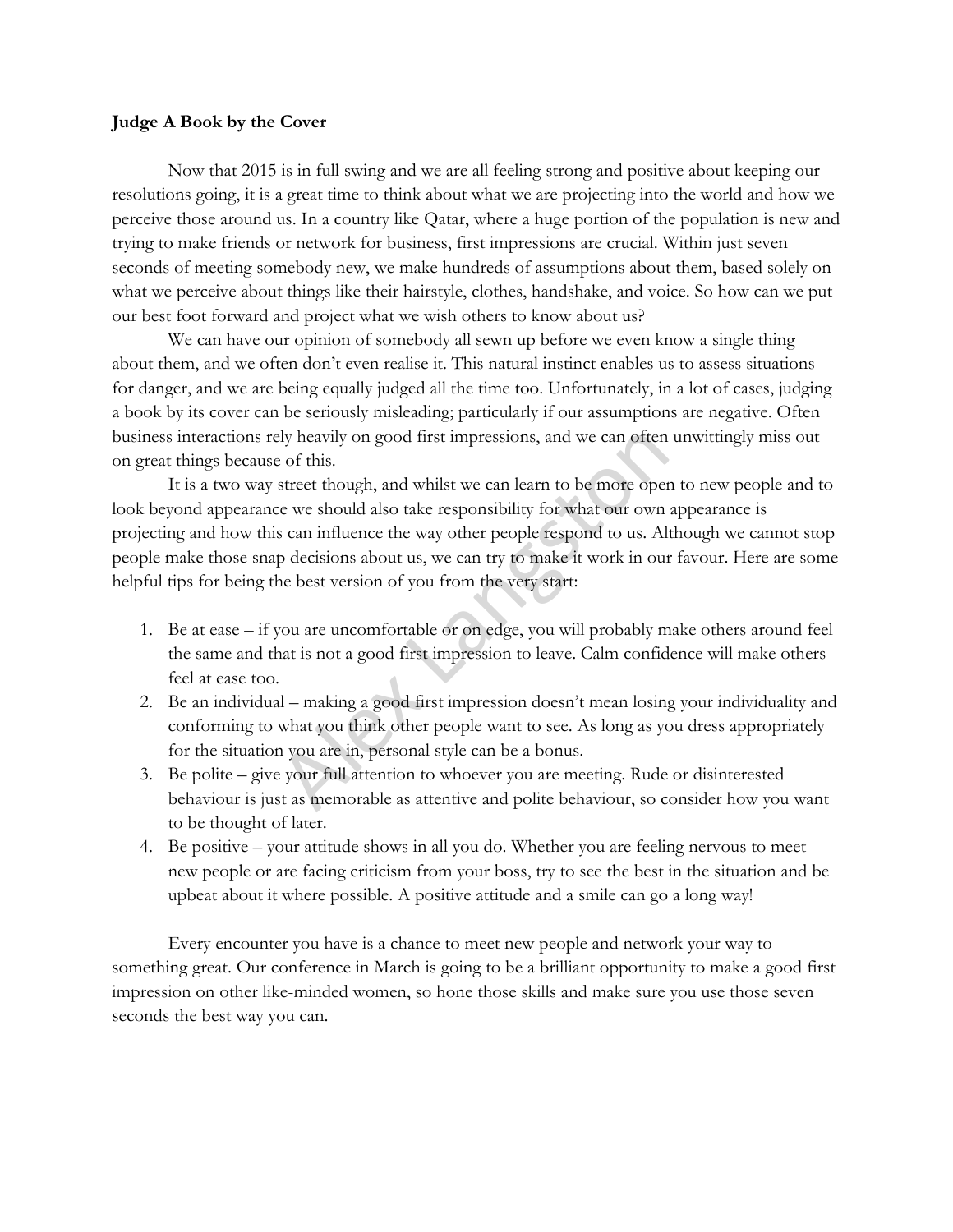**Judge A Book by the Cover**

Now that 2015 is in full swing and we are all feeling strong and positive about keeping our resolutions going, it is a great time to think about what we are projecting into the world and how we perceive those around us. In a country like Qatar, where a huge portion of the population is new and trying to make friends or network for business, first impressions are crucial. Within just seven seconds of meeting somebody new, we make hundreds of assumptions about them, based solely on what we perceive about things like their hairstyle, clothes, handshake, and voice. So how can we put our best foot forward and project what we wish others to know about us?

We can have our opinion of somebody all sewn up before we even know a single thing about them, and we often don't even realise it. This natural instinct enables us to assess situations for danger, and we are being equally judged all the time too. Unfortunately, in a lot of cases, judging a book by its cover can be seriously misleading; particularly if our assumptions are negative. Often business interactions rely heavily on good first impressions, and we can often unwittingly miss out on great things because of this.

It is a two way street though, and whilst we can learn to be more open to new people and to look beyond appearance we should also take responsibility for what our own appearance is projecting and how this can influence the way other people respond to us. Although we cannot stop people make those snap decisions about us, we can try to make it work in our favour. Here are some helpful tips for being the best version of you from the very start:

1. Be at ease – if you are uncomfortable or on edge, you will probably make others around feel the same and that is not a good first impression to leave. Calm confidence will make others feel at ease too.
2. Be an individual – making a good first impression doesn't mean losing your individuality and conforming to what you think other people want to see. As long as you dress appropriately for the situation you are in, personal style can be a bonus.
3. Be polite – give your full attention to whoever you are meeting. Rude or disinterested behaviour is just as memorable as attentive and polite behaviour, so consider how you want to be thought of later.
4. Be positive – your attitude shows in all you do. Whether you are feeling nervous to meet new people or are facing criticism from your boss, try to see the best in the situation and be upbeat about it where possible. A positive attitude and a smile can go a long way!

Every encounter you have is a chance to meet new people and network your way to something great. Our conference in March is going to be a brilliant opportunity to make a good first impression on other like-minded women, so hone those skills and make sure you use those seven seconds the best way you can.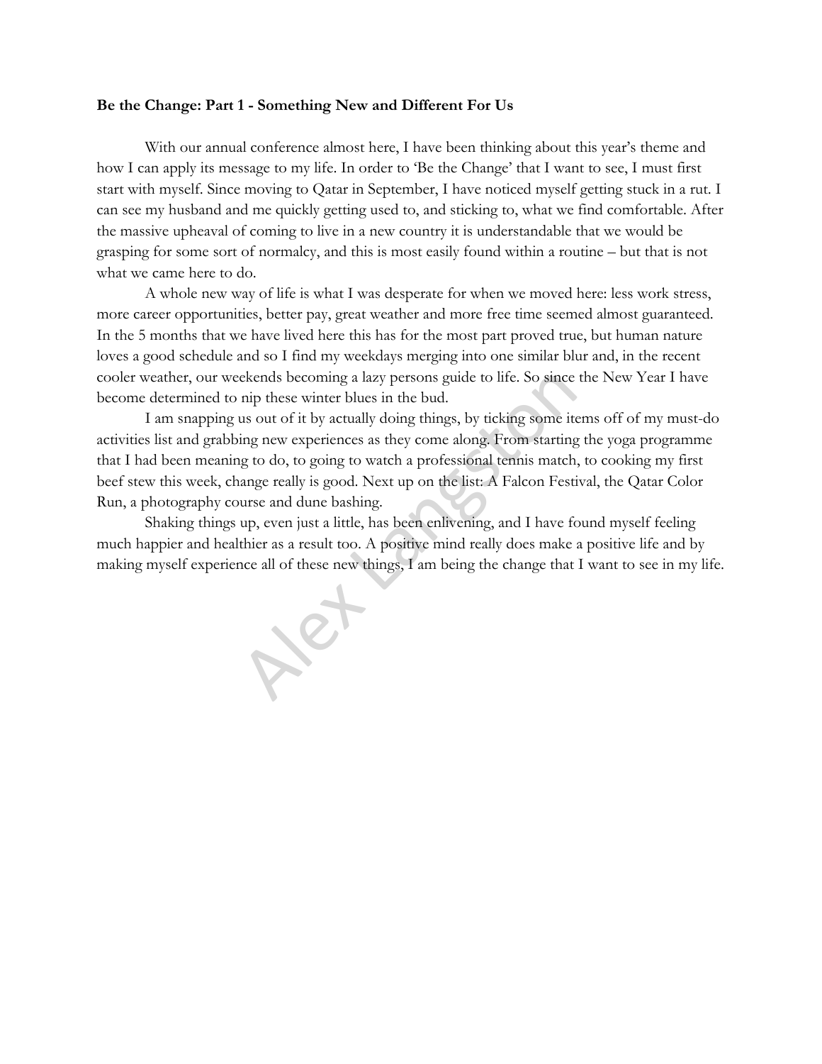**Be the Change: Part 1 - Something New and Different For Us**

With our annual conference almost here, I have been thinking about this year's theme and how I can apply its message to my life. In order to 'Be the Change' that I want to see, I must first start with myself. Since moving to Qatar in September, I have noticed myself getting stuck in a rut. I can see my husband and me quickly getting used to, and sticking to, what we find comfortable. After the massive upheaval of coming to live in a new country it is understandable that we would be grasping for some sort of normalcy, and this is most easily found within a routine – but that is not what we came here to do.

A whole new way of life is what I was desperate for when we moved here: less work stress, more career opportunities, better pay, great weather and more free time seemed almost guaranteed. In the 5 months that we have lived here this has for the most part proved true, but human nature loves a good schedule and so I find my weekdays merging into one similar blur and, in the recent cooler weather, our weekends becoming a lazy persons guide to life. So since the New Year I have become determined to nip these winter blues in the bud.

I am snapping us out of it by actually doing things, by ticking some items off of my must-do activities list and grabbing new experiences as they come along. From starting the yoga programme that I had been meaning to do, to going to watch a professional tennis match, to cooking my first beef stew this week, change really is good. Next up on the list: A Falcon Festival, the Qatar Color Run, a photography course and dune bashing.

Shaking things up, even just a little, has been enlivening, and I have found myself feeling much happier and healthier as a result too. A positive mind really does make a positive life and by making myself experience all of these new things, I am being the change that I want to see in my life.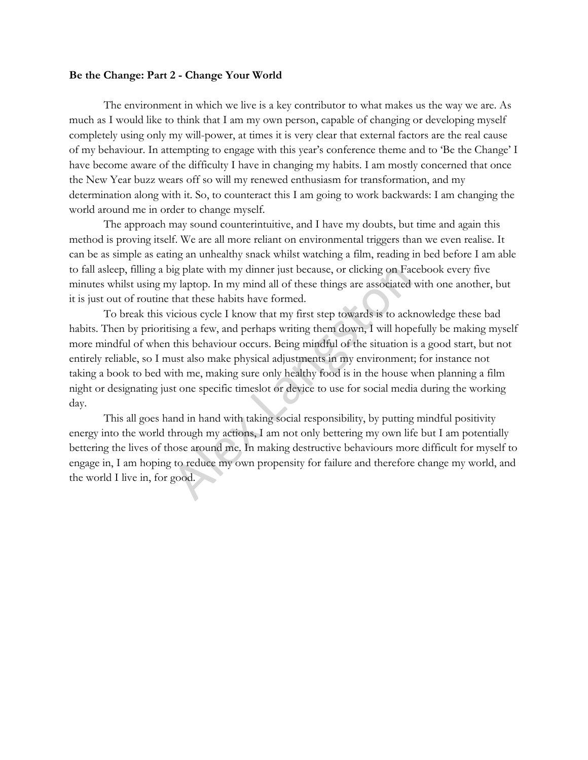**Be the Change: Part 2 - Change Your World**

The environment in which we live is a key contributor to what makes us the way we are. As much as I would like to think that I am my own person, capable of changing or developing myself completely using only my will-power, at times it is very clear that external factors are the real cause of my behaviour. In attempting to engage with this year's conference theme and to 'Be the Change' I have become aware of the difficulty I have in changing my habits. I am mostly concerned that once the New Year buzz wears off so will my renewed enthusiasm for transformation, and my determination along with it. So, to counteract this I am going to work backwards: I am changing the world around me in order to change myself.

The approach may sound counterintuitive, and I have my doubts, but time and again this method is proving itself. We are all more reliant on environmental triggers than we even realise. It can be as simple as eating an unhealthy snack whilst watching a film, reading in bed before I am able to fall asleep, filling a big plate with my dinner just because, or clicking on Facebook every five minutes whilst using my laptop. In my mind all of these things are associated with one another, but it is just out of routine that these habits have formed.

To break this vicious cycle I know that my first step towards is to acknowledge these bad habits. Then by prioritising a few, and perhaps writing them down, I will hopefully be making myself more mindful of when this behaviour occurs. Being mindful of the situation is a good start, but not entirely reliable, so I must also make physical adjustments in my environment; for instance not taking a book to bed with me, making sure only healthy food is in the house when planning a film night or designating just one specific timeslot or device to use for social media during the working day.

This all goes hand in hand with taking social responsibility, by putting mindful positivity energy into the world through my actions, I am not only bettering my own life but I am potentially bettering the lives of those around me. In making destructive behaviours more difficult for myself to engage in, I am hoping to reduce my own propensity for failure and therefore change my world, and the world I live in, for good.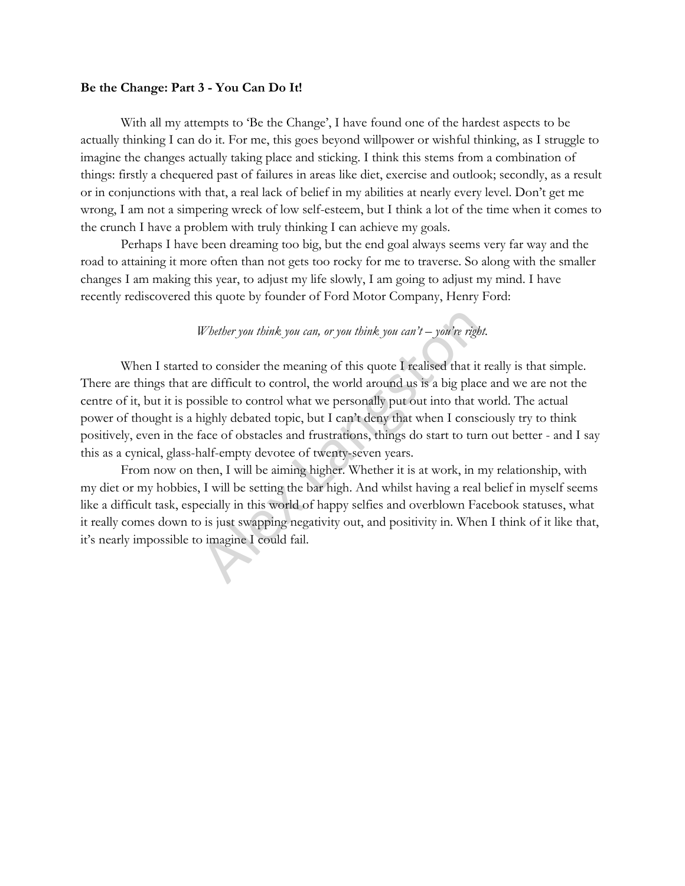**Be the Change: Part 3 - You Can Do It!**

With all my attempts to 'Be the Change', I have found one of the hardest aspects to be actually thinking I can do it. For me, this goes beyond willpower or wishful thinking, as I struggle to imagine the changes actually taking place and sticking. I think this stems from a combination of things: firstly a chequered past of failures in areas like diet, exercise and outlook; secondly, as a result or in conjunctions with that, a real lack of belief in my abilities at nearly every level. Don't get me wrong, I am not a simpering wreck of low self-esteem, but I think a lot of the time when it comes to the crunch I have a problem with truly thinking I can achieve my goals.

Perhaps I have been dreaming too big, but the end goal always seems very far way and the road to attaining it more often than not gets too rocky for me to traverse. So along with the smaller changes I am making this year, to adjust my life slowly, I am going to adjust my mind. I have recently rediscovered this quote by founder of Ford Motor Company, Henry Ford:

*Whether you think you can, or you think you can't – you're right.*

When I started to consider the meaning of this quote I realised that it really is that simple. There are things that are difficult to control, the world around us is a big place and we are not the centre of it, but it is possible to control what we personally put out into that world. The actual power of thought is a highly debated topic, but I can't deny that when I consciously try to think positively, even in the face of obstacles and frustrations, things do start to turn out better - and I say this as a cynical, glass-half-empty devotee of twenty-seven years.

From now on then, I will be aiming higher. Whether it is at work, in my relationship, with my diet or my hobbies, I will be setting the bar high. And whilst having a real belief in myself seems like a difficult task, especially in this world of happy selfies and overblown Facebook statuses, what it really comes down to is just swapping negativity out, and positivity in. When I think of it like that, it's nearly impossible to imagine I could fail.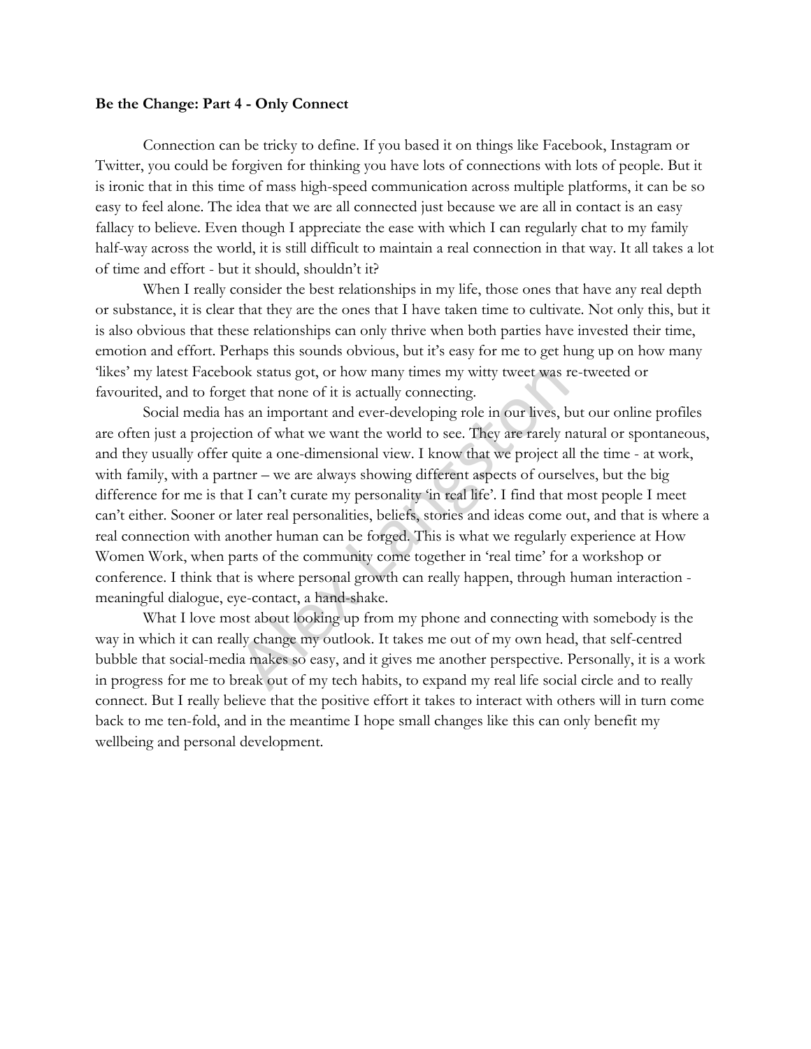**Be the Change: Part 4 - Only Connect**

Connection can be tricky to define. If you based it on things like Facebook, Instagram or Twitter, you could be forgiven for thinking you have lots of connections with lots of people. But it is ironic that in this time of mass high-speed communication across multiple platforms, it can be so easy to feel alone. The idea that we are all connected just because we are all in contact is an easy fallacy to believe. Even though I appreciate the ease with which I can regularly chat to my family half-way across the world, it is still difficult to maintain a real connection in that way. It all takes a lot of time and effort - but it should, shouldn't it?

When I really consider the best relationships in my life, those ones that have any real depth or substance, it is clear that they are the ones that I have taken time to cultivate. Not only this, but it is also obvious that these relationships can only thrive when both parties have invested their time, emotion and effort. Perhaps this sounds obvious, but it's easy for me to get hung up on how many 'likes' my latest Facebook status got, or how many times my witty tweet was re-tweeted or favourited, and to forget that none of it is actually connecting.

Social media has an important and ever-developing role in our lives, but our online profiles are often just a projection of what we want the world to see. They are rarely natural or spontaneous, and they usually offer quite a one-dimensional view. I know that we project all the time - at work, with family, with a partner – we are always showing different aspects of ourselves, but the big difference for me is that I can't curate my personality 'in real life'. I find that most people I meet can't either. Sooner or later real personalities, beliefs, stories and ideas come out, and that is where a real connection with another human can be forged. This is what we regularly experience at How Women Work, when parts of the community come together in 'real time' for a workshop or conference. I think that is where personal growth can really happen, through human interaction - meaningful dialogue, eye-contact, a hand-shake.

What I love most about looking up from my phone and connecting with somebody is the way in which it can really change my outlook. It takes me out of my own head, that self-centred bubble that social-media makes so easy, and it gives me another perspective. Personally, it is a work in progress for me to break out of my tech habits, to expand my real life social circle and to really connect. But I really believe that the positive effort it takes to interact with others will in turn come back to me ten-fold, and in the meantime I hope small changes like this can only benefit my wellbeing and personal development.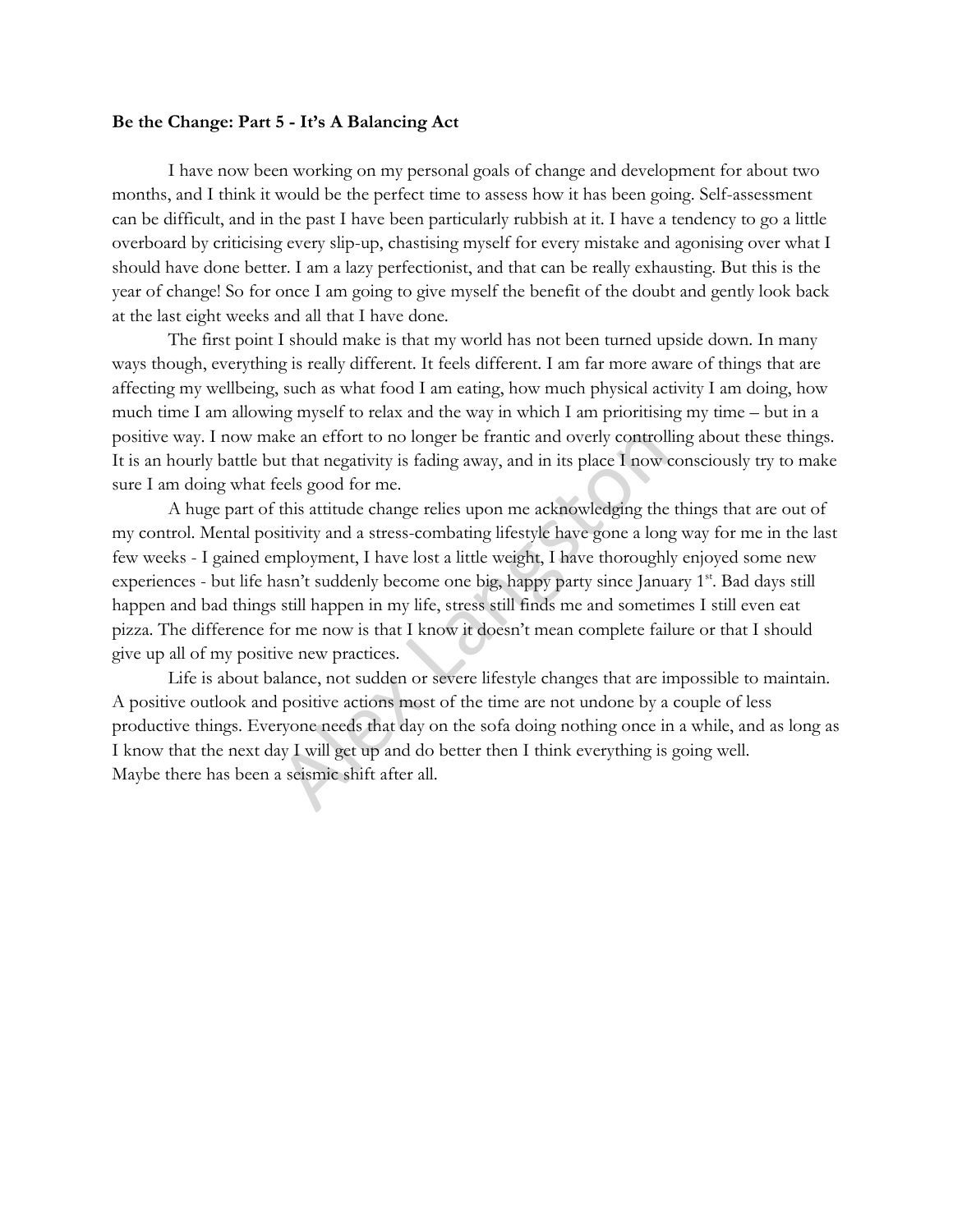**Be the Change: Part 5 - It's A Balancing Act**

I have now been working on my personal goals of change and development for about two months, and I think it would be the perfect time to assess how it has been going. Self-assessment can be difficult, and in the past I have been particularly rubbish at it. I have a tendency to go a little overboard by criticising every slip-up, chastising myself for every mistake and agonising over what I should have done better. I am a lazy perfectionist, and that can be really exhausting. But this is the year of change! So for once I am going to give myself the benefit of the doubt and gently look back at the last eight weeks and all that I have done.

The first point I should make is that my world has not been turned upside down. In many ways though, everything is really different. It feels different. I am far more aware of things that are affecting my wellbeing, such as what food I am eating, how much physical activity I am doing, how much time I am allowing myself to relax and the way in which I am prioritising my time – but in a positive way. I now make an effort to no longer be frantic and overly controlling about these things. It is an hourly battle but that negativity is fading away, and in its place I now consciously try to make sure I am doing what feels good for me.

A huge part of this attitude change relies upon me acknowledging the things that are out of my control. Mental positivity and a stress-combating lifestyle have gone a long way for me in the last few weeks - I gained employment, I have lost a little weight, I have thoroughly enjoyed some new experiences - but life hasn't suddenly become one big, happy party since January 1st. Bad days still happen and bad things still happen in my life, stress still finds me and sometimes I still even eat pizza. The difference for me now is that I know it doesn't mean complete failure or that I should give up all of my positive new practices.

Life is about balance, not sudden or severe lifestyle changes that are impossible to maintain. A positive outlook and positive actions most of the time are not undone by a couple of less productive things. Everyone needs that day on the sofa doing nothing once in a while, and as long as I know that the next day I will get up and do better then I think everything is going well.
Maybe there has been a seismic shift after all.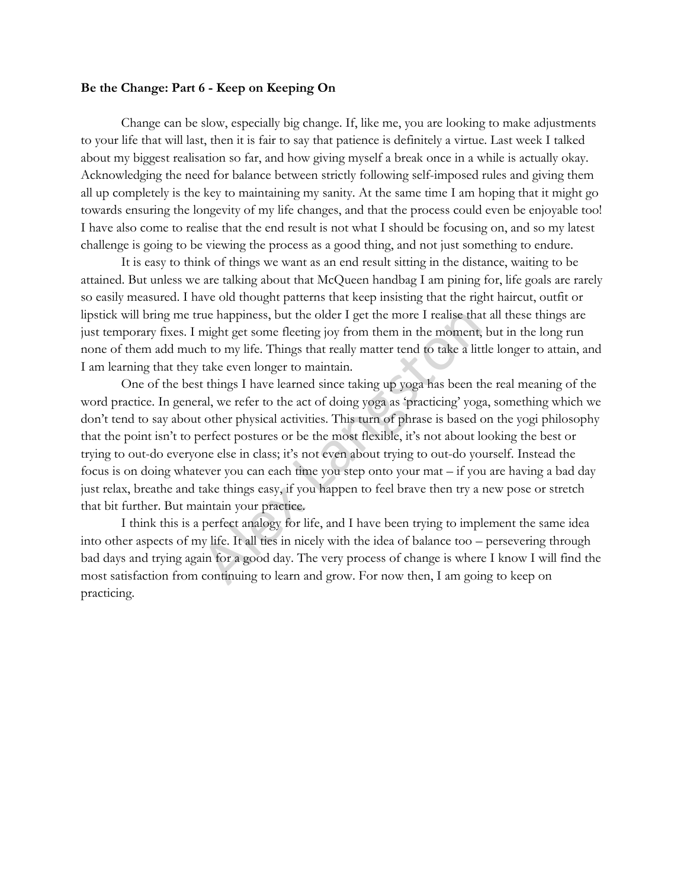**Be the Change: Part 6 - Keep on Keeping On**

Change can be slow, especially big change. If, like me, you are looking to make adjustments to your life that will last, then it is fair to say that patience is definitely a virtue. Last week I talked about my biggest realisation so far, and how giving myself a break once in a while is actually okay. Acknowledging the need for balance between strictly following self-imposed rules and giving them all up completely is the key to maintaining my sanity. At the same time I am hoping that it might go towards ensuring the longevity of my life changes, and that the process could even be enjoyable too! I have also come to realise that the end result is not what I should be focusing on, and so my latest challenge is going to be viewing the process as a good thing, and not just something to endure.

It is easy to think of things we want as an end result sitting in the distance, waiting to be attained. But unless we are talking about that McQueen handbag I am pining for, life goals are rarely so easily measured. I have old thought patterns that keep insisting that the right haircut, outfit or lipstick will bring me true happiness, but the older I get the more I realise that all these things are just temporary fixes. I might get some fleeting joy from them in the moment, but in the long run none of them add much to my life. Things that really matter tend to take a little longer to attain, and I am learning that they take even longer to maintain.

One of the best things I have learned since taking up yoga has been the real meaning of the word practice. In general, we refer to the act of doing yoga as 'practicing' yoga, something which we don't tend to say about other physical activities. This turn of phrase is based on the yogi philosophy that the point isn't to perfect postures or be the most flexible, it's not about looking the best or trying to out-do everyone else in class; it's not even about trying to out-do yourself. Instead the focus is on doing whatever you can each time you step onto your mat – if you are having a bad day just relax, breathe and take things easy, if you happen to feel brave then try a new pose or stretch that bit further. But maintain your practice.

I think this is a perfect analogy for life, and I have been trying to implement the same idea into other aspects of my life. It all ties in nicely with the idea of balance too – persevering through bad days and trying again for a good day. The very process of change is where I know I will find the most satisfaction from continuing to learn and grow. For now then, I am going to keep on practicing.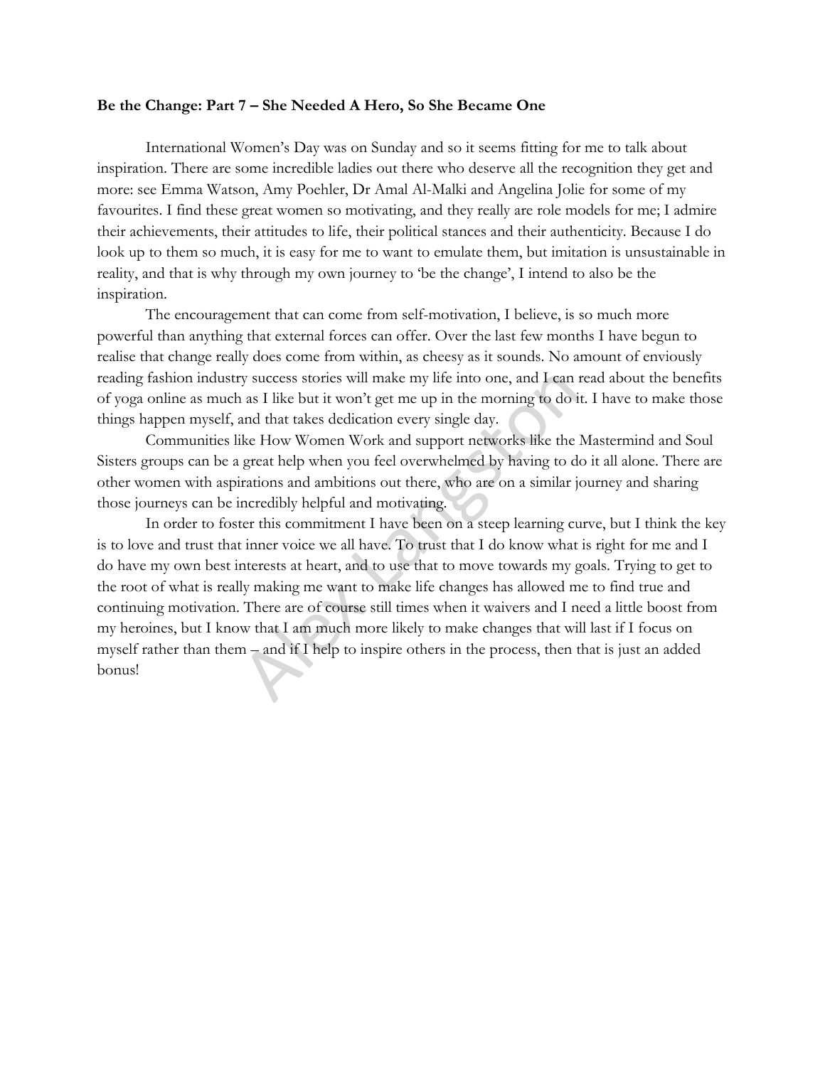**Be the Change: Part 7 – She Needed A Hero, So She Became One**

International Women's Day was on Sunday and so it seems fitting for me to talk about inspiration. There are some incredible ladies out there who deserve all the recognition they get and more: see Emma Watson, Amy Poehler, Dr Amal Al-Malki and Angelina Jolie for some of my favourites. I find these great women so motivating, and they really are role models for me; I admire their achievements, their attitudes to life, their political stances and their authenticity. Because I do look up to them so much, it is easy for me to want to emulate them, but imitation is unsustainable in reality, and that is why through my own journey to 'be the change', I intend to also be the inspiration.

The encouragement that can come from self-motivation, I believe, is so much more powerful than anything that external forces can offer. Over the last few months I have begun to realise that change really does come from within, as cheesy as it sounds. No amount of enviously reading fashion industry success stories will make my life into one, and I can read about the benefits of yoga online as much as I like but it won't get me up in the morning to do it. I have to make those things happen myself, and that takes dedication every single day.

Communities like How Women Work and support networks like the Mastermind and Soul Sisters groups can be a great help when you feel overwhelmed by having to do it all alone. There are other women with aspirations and ambitions out there, who are on a similar journey and sharing those journeys can be incredibly helpful and motivating.

In order to foster this commitment I have been on a steep learning curve, but I think the key is to love and trust that inner voice we all have. To trust that I do know what is right for me and I do have my own best interests at heart, and to use that to move towards my goals. Trying to get to the root of what is really making me want to make life changes has allowed me to find true and continuing motivation. There are of course still times when it waivers and I need a little boost from my heroines, but I know that I am much more likely to make changes that will last if I focus on myself rather than them – and if I help to inspire others in the process, then that is just an added bonus!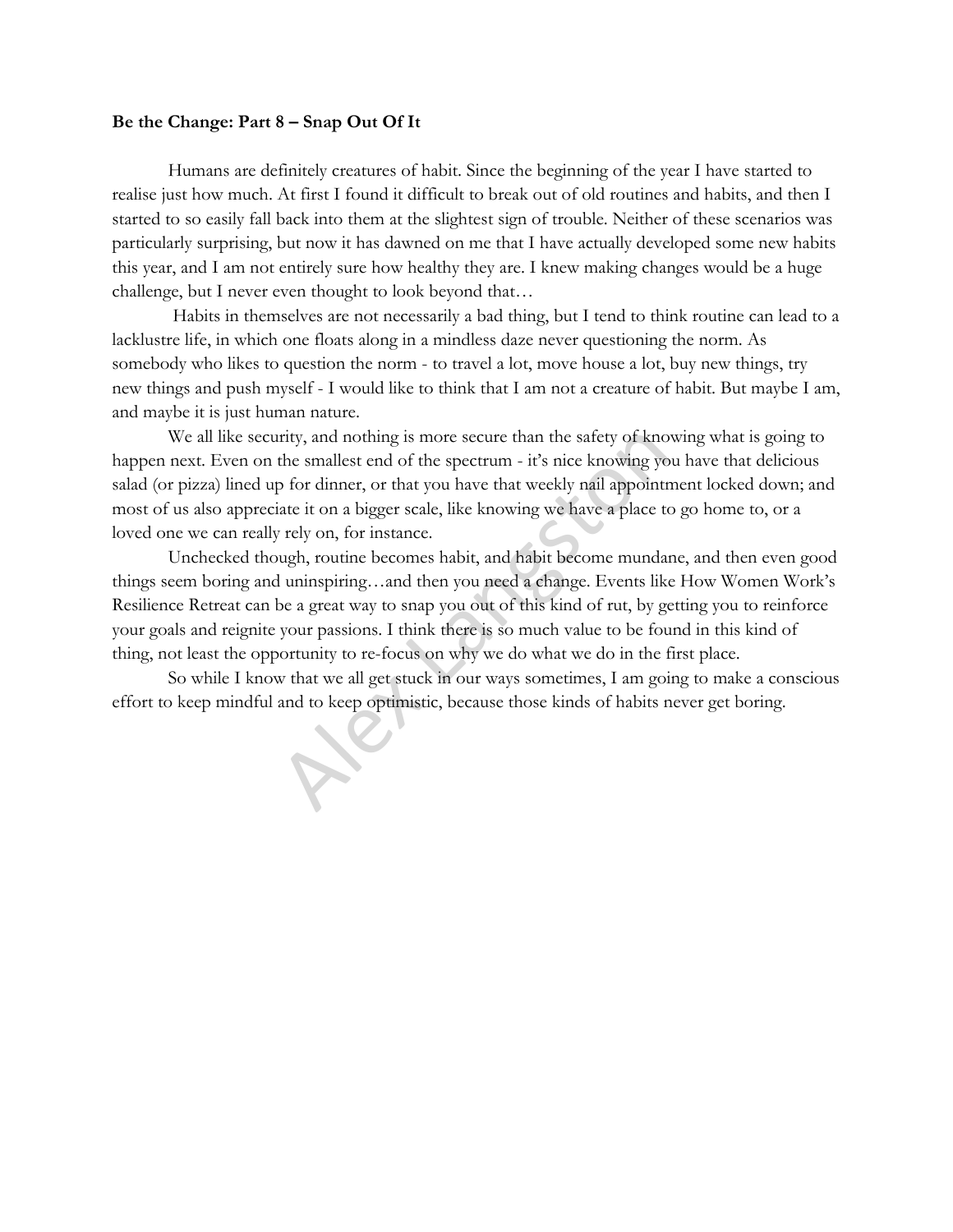**Be the Change: Part 8 – Snap Out Of It**

Humans are definitely creatures of habit. Since the beginning of the year I have started to realise just how much. At first I found it difficult to break out of old routines and habits, and then I started to so easily fall back into them at the slightest sign of trouble. Neither of these scenarios was particularly surprising, but now it has dawned on me that I have actually developed some new habits this year, and I am not entirely sure how healthy they are. I knew making changes would be a huge challenge, but I never even thought to look beyond that…

Habits in themselves are not necessarily a bad thing, but I tend to think routine can lead to a lacklustre life, in which one floats along in a mindless daze never questioning the norm. As somebody who likes to question the norm - to travel a lot, move house a lot, buy new things, try new things and push myself - I would like to think that I am not a creature of habit. But maybe I am, and maybe it is just human nature.

We all like security, and nothing is more secure than the safety of knowing what is going to happen next. Even on the smallest end of the spectrum - it's nice knowing you have that delicious salad (or pizza) lined up for dinner, or that you have that weekly nail appointment locked down; and most of us also appreciate it on a bigger scale, like knowing we have a place to go home to, or a loved one we can really rely on, for instance.

Unchecked though, routine becomes habit, and habit become mundane, and then even good things seem boring and uninspiring…and then you need a change. Events like How Women Work's Resilience Retreat can be a great way to snap you out of this kind of rut, by getting you to reinforce your goals and reignite your passions. I think there is so much value to be found in this kind of thing, not least the opportunity to re-focus on why we do what we do in the first place.

So while I know that we all get stuck in our ways sometimes, I am going to make a conscious effort to keep mindful and to keep optimistic, because those kinds of habits never get boring.